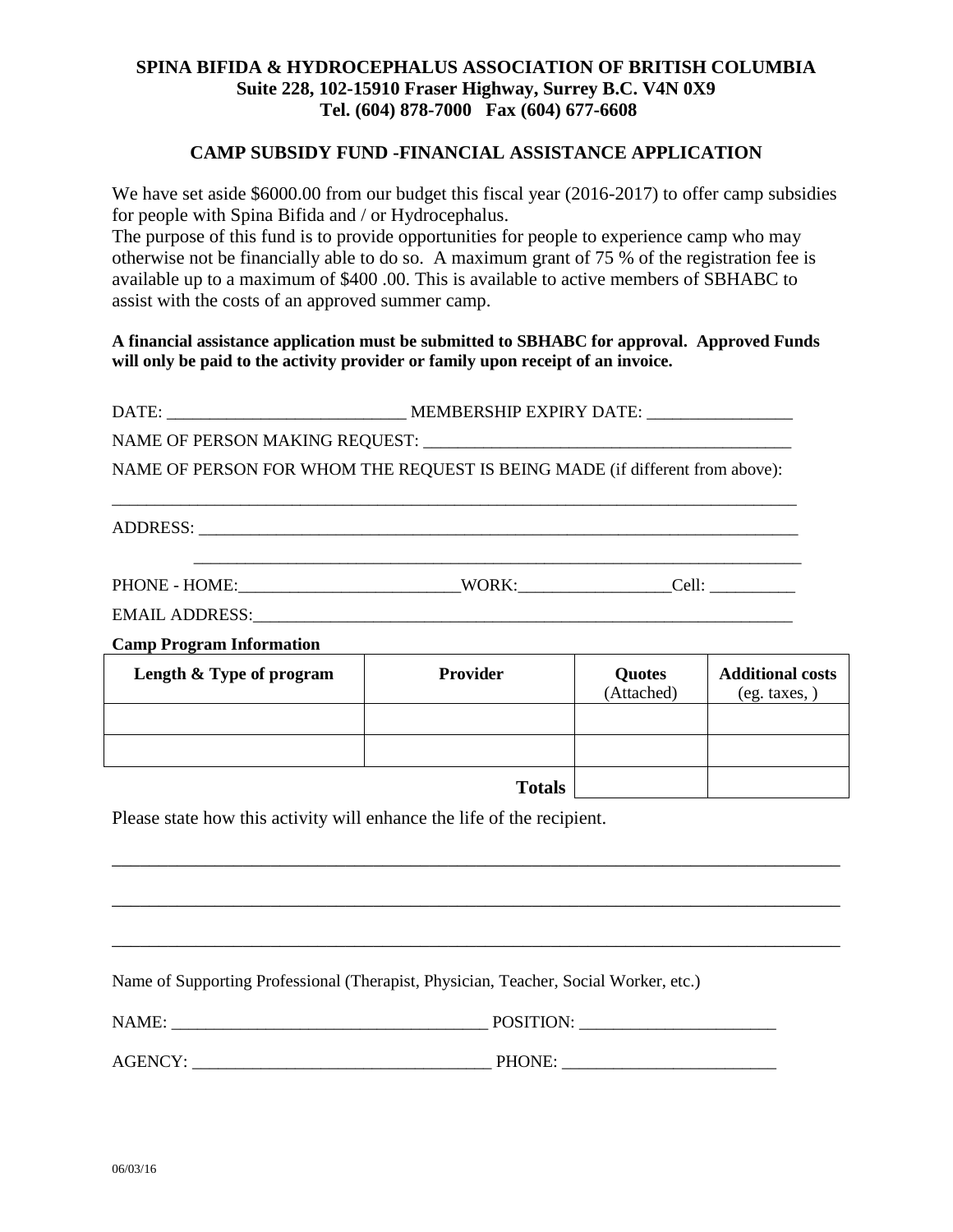**SPINA BIFIDA & HYDROCEPHALUS ASSOCIATION OF BRITISH COLUMBIA**
**Suite 228, 102-15910 Fraser Highway, Surrey B.C. V4N 0X9**
**Tel. (604) 878-7000 Fax (604) 677-6608**

## CAMP SUBSIDY FUND -FINANCIAL ASSISTANCE APPLICATION

We have set aside $6000.00 from our budget this fiscal year (2016-2017) to offer camp subsidies for people with Spina Bifida and / or Hydrocephalus.
The purpose of this fund is to provide opportunities for people to experience camp who may otherwise not be financially able to do so. A maximum grant of 75 % of the registration fee is available up to a maximum of $400 .00. This is available to active members of SBHABC to assist with the costs of an approved summer camp.

**A financial assistance application must be submitted to SBHABC for approval. Approved Funds will only be paid to the activity provider or family upon receipt of an invoice.**

DATE: ____________________________ MEMBERSHIP EXPIRY DATE: _________________

NAME OF PERSON MAKING REQUEST: ___________________________________________

NAME OF PERSON FOR WHOM THE REQUEST IS BEING MADE (if different from above):

_________________________________________________________________________________

ADDRESS: ________________________________________________________________________

_________________________________________________________________________

PHONE - HOME:_________________________WORK:_________________Cell: __________

EMAIL ADDRESS:__________________________________________________________________

**Camp Program Information**

| Length & Type of program | Provider | Quotes (Attached) | Additional costs (eg. taxes, ) |
|---|---|---|---|
| | | | |
| | | | |
| | **Totals** | | |

Please state how this activity will enhance the life of the recipient.

_________________________________________________________________________________

_________________________________________________________________________________

_________________________________________________________________________________

Name of Supporting Professional (Therapist, Physician, Teacher, Social Worker, etc.)

NAME: ____________________________________ POSITION: _______________________

AGENCY: __________________________________ PHONE: _________________________

06/03/16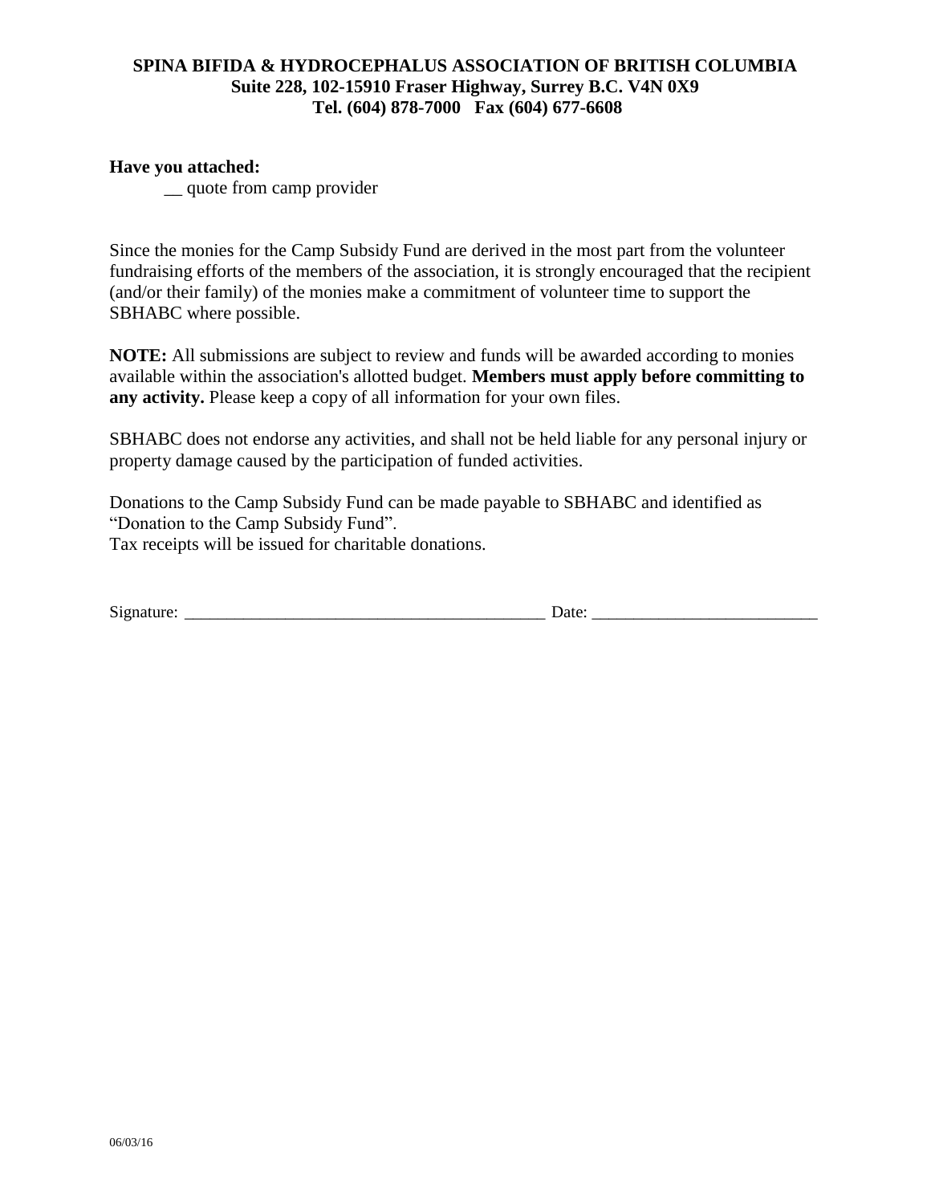**SPINA BIFIDA & HYDROCEPHALUS ASSOCIATION OF BRITISH COLUMBIA**
**Suite 228, 102-15910 Fraser Highway, Surrey B.C. V4N 0X9**
**Tel. (604) 878-7000 Fax (604) 677-6608**

**Have you attached:**

__ quote from camp provider

Since the monies for the Camp Subsidy Fund are derived in the most part from the volunteer fundraising efforts of the members of the association, it is strongly encouraged that the recipient (and/or their family) of the monies make a commitment of volunteer time to support the SBHABC where possible.

**NOTE:** All submissions are subject to review and funds will be awarded according to monies available within the association's allotted budget. **Members must apply before committing to any activity.** Please keep a copy of all information for your own files.

SBHABC does not endorse any activities, and shall not be held liable for any personal injury or property damage caused by the participation of funded activities.

Donations to the Camp Subsidy Fund can be made payable to SBHABC and identified as "Donation to the Camp Subsidy Fund".
Tax receipts will be issued for charitable donations.

Signature: ___________________________________________ Date: ___________________________

06/03/16